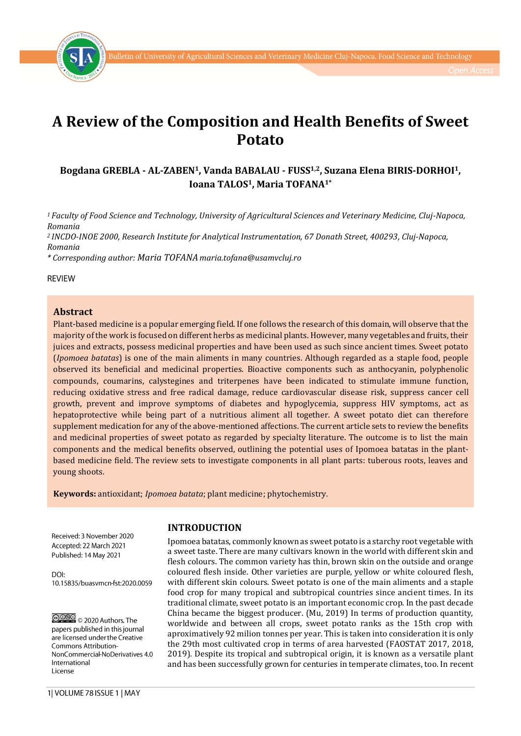# A Review of the Composition and Health Benefits of Sweet Potato

**Bogdana GREBLA - AL-ZABEN[1], Vanda BABALAU - FUSS[1,2], Suzana Elena BIRIS-DORHOI[1], Ioana TALOS[1], Maria TOFANA[1*]**

*[1] Faculty of Food Science and Technology, University of Agricultural Sciences and Veterinary Medicine, Cluj-Napoca, Romania*
*[2] INCDO-INOE 2000, Research Institute for Analytical Instrumentation, 67 Donath Street, 400293, Cluj-Napoca, Romania*
*\* Corresponding author: Maria TOFANA maria.tofana@usamvcluj.ro*

REVIEW

## Abstract

Plant-based medicine is a popular emerging field. If one follows the research of this domain, will observe that the majority of the work is focused on different herbs as medicinal plants. However, many vegetables and fruits, their juices and extracts, possess medicinal properties and have been used as such since ancient times. Sweet potato (*Ipomoea batatas*) is one of the main aliments in many countries. Although regarded as a staple food, people observed its beneficial and medicinal properties. Bioactive components such as anthocyanin, polyphenolic compounds, coumarins, calystegines and triterpenes have been indicated to stimulate immune function, reducing oxidative stress and free radical damage, reduce cardiovascular disease risk, suppress cancer cell growth, prevent and improve symptoms of diabetes and hypoglycemia, suppress HIV symptoms, act as hepatoprotective while being part of a nutritious aliment all together. A sweet potato diet can therefore supplement medication for any of the above-mentioned affections. The current article sets to review the benefits and medicinal properties of sweet potato as regarded by specialty literature. The outcome is to list the main components and the medical benefits observed, outlining the potential uses of Ipomoea batatas in the plant-based medicine field. The review sets to investigate components in all plant parts: tuberous roots, leaves and young shoots.

**Keywords:** antioxidant; *Ipomoea batata*; plant medicine; phytochemistry.

Received: 3 November 2020
Accepted: 22 March 2021
Published: 14 May 2021

DOI:
10.15835/buasvmcn-fst:2020.0059

© 2020 Authors. The papers published in this journal are licensed under the Creative Commons Attribution-NonCommercial-NoDerivatives 4.0 International License

## INTRODUCTION

Ipomoea batatas, commonly known as sweet potato is a starchy root vegetable with a sweet taste. There are many cultivars known in the world with different skin and flesh colours. The common variety has thin, brown skin on the outside and orange coloured flesh inside. Other varieties are purple, yellow or white coloured flesh, with different skin colours. Sweet potato is one of the main aliments and a staple food crop for many tropical and subtropical countries since ancient times. In its traditional climate, sweet potato is an important economic crop. In the past decade China became the biggest producer. (Mu, 2019) In terms of production quantity, worldwide and between all crops, sweet potato ranks as the 15th crop with aproximatively 92 milion tonnes per year. This is taken into consideration it is only the 29th most cultivated crop in terms of area harvested (FAOSTAT 2017, 2018, 2019). Despite its tropical and subtropical origin, it is known as a versatile plant and has been successfully grown for centuries in temperate climates, too. In recent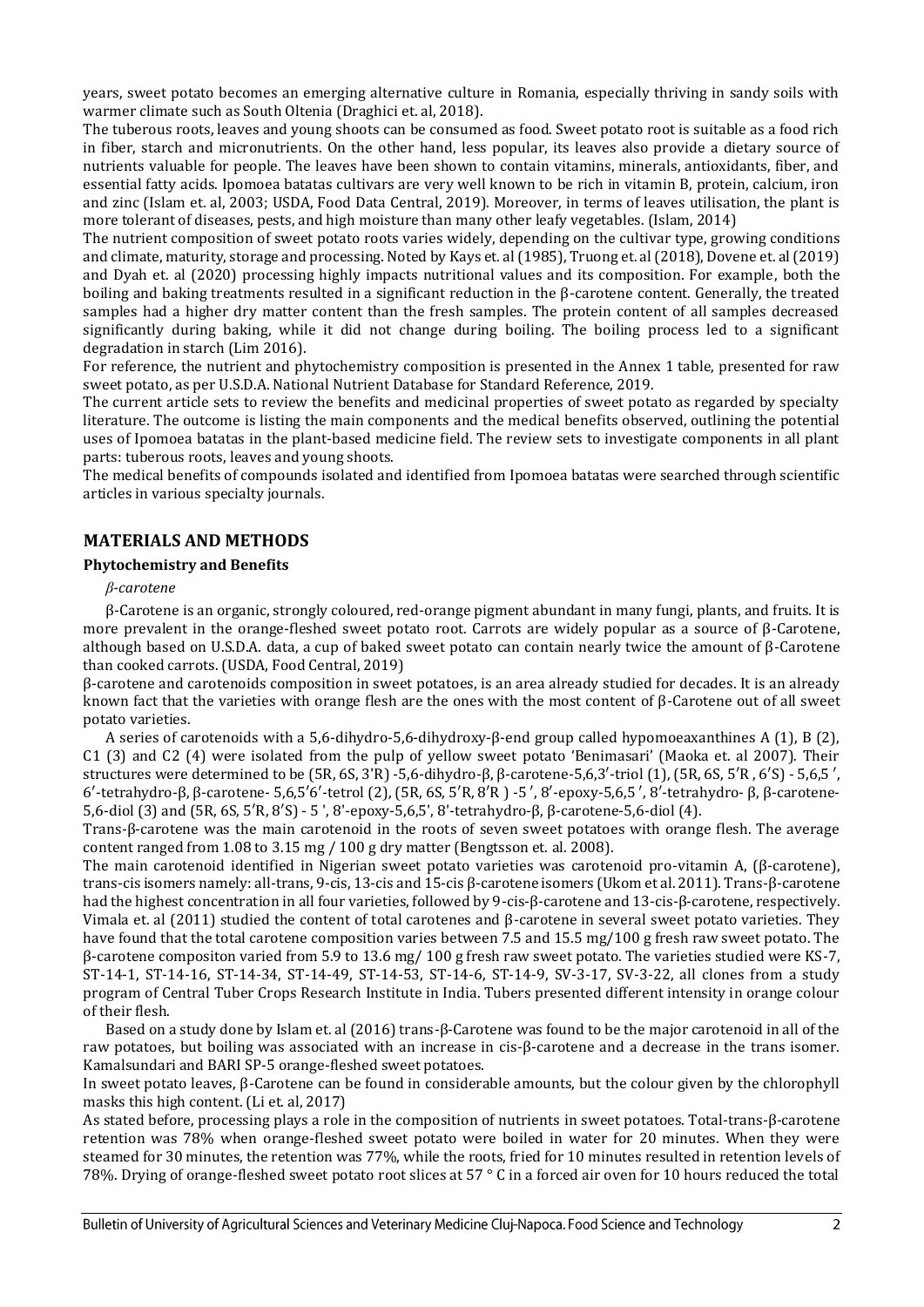years, sweet potato becomes an emerging alternative culture in Romania, especially thriving in sandy soils with warmer climate such as South Oltenia (Draghici et. al, 2018).

The tuberous roots, leaves and young shoots can be consumed as food. Sweet potato root is suitable as a food rich in fiber, starch and micronutrients. On the other hand, less popular, its leaves also provide a dietary source of nutrients valuable for people. The leaves have been shown to contain vitamins, minerals, antioxidants, fiber, and essential fatty acids. Ipomoea batatas cultivars are very well known to be rich in vitamin B, protein, calcium, iron and zinc (Islam et. al, 2003; USDA, Food Data Central, 2019). Moreover, in terms of leaves utilisation, the plant is more tolerant of diseases, pests, and high moisture than many other leafy vegetables. (Islam, 2014)

The nutrient composition of sweet potato roots varies widely, depending on the cultivar type, growing conditions and climate, maturity, storage and processing. Noted by Kays et. al (1985), Truong et. al (2018), Dovene et. al (2019) and Dyah et. al (2020) processing highly impacts nutritional values and its composition. For example, both the boiling and baking treatments resulted in a significant reduction in the β-carotene content. Generally, the treated samples had a higher dry matter content than the fresh samples. The protein content of all samples decreased significantly during baking, while it did not change during boiling. The boiling process led to a significant degradation in starch (Lim 2016).

For reference, the nutrient and phytochemistry composition is presented in the Annex 1 table, presented for raw sweet potato, as per U.S.D.A. National Nutrient Database for Standard Reference, 2019.

The current article sets to review the benefits and medicinal properties of sweet potato as regarded by specialty literature. The outcome is listing the main components and the medical benefits observed, outlining the potential uses of Ipomoea batatas in the plant-based medicine field. The review sets to investigate components in all plant parts: tuberous roots, leaves and young shoots.

The medical benefits of compounds isolated and identified from Ipomoea batatas were searched through scientific articles in various specialty journals.

## MATERIALS AND METHODS

### Phytochemistry and Benefits

*β-carotene*

β-Carotene is an organic, strongly coloured, red-orange pigment abundant in many fungi, plants, and fruits. It is more prevalent in the orange-fleshed sweet potato root. Carrots are widely popular as a source of β-Carotene, although based on U.S.D.A. data, a cup of baked sweet potato can contain nearly twice the amount of β-Carotene than cooked carrots. (USDA, Food Central, 2019)

β-carotene and carotenoids composition in sweet potatoes, is an area already studied for decades. It is an already known fact that the varieties with orange flesh are the ones with the most content of β-Carotene out of all sweet potato varieties.

A series of carotenoids with a 5,6-dihydro-5,6-dihydroxy-β-end group called hypomoeaxanthines A (1), B (2), C1 (3) and C2 (4) were isolated from the pulp of yellow sweet potato 'Benimasari' (Maoka et. al 2007). Their structures were determined to be (5R, 6S, 3′R) -5,6-dihydro-β, β-carotene-5,6,3′-triol (1), (5R, 6S, 5′R , 6′S) - 5,6,5 ′, 6′-tetrahydro-β, β-carotene- 5,6,5′6′-tetrol (2), (5R, 6S, 5′R, 8′R ) -5 ′, 8′-epoxy-5,6,5 ′, 8′-tetrahydro- β, β-carotene-5,6-diol (3) and (5R, 6S, 5′R, 8′S) - 5 ', 8'-epoxy-5,6,5', 8'-tetrahydro-β, β-carotene-5,6-diol (4).

Trans-β-carotene was the main carotenoid in the roots of seven sweet potatoes with orange flesh. The average content ranged from 1.08 to 3.15 mg / 100 g dry matter (Bengtsson et. al. 2008).

The main carotenoid identified in Nigerian sweet potato varieties was carotenoid pro-vitamin A, (β-carotene), trans-cis isomers namely: all-trans, 9-cis, 13-cis and 15-cis β-carotene isomers (Ukom et al. 2011). Trans-β-carotene had the highest concentration in all four varieties, followed by 9-cis-β-carotene and 13-cis-β-carotene, respectively. Vimala et. al (2011) studied the content of total carotenes and β-carotene in several sweet potato varieties. They have found that the total carotene composition varies between 7.5 and 15.5 mg/100 g fresh raw sweet potato. The β-carotene compositon varied from 5.9 to 13.6 mg/ 100 g fresh raw sweet potato. The varieties studied were KS-7, ST-14-1, ST-14-16, ST-14-34, ST-14-49, ST-14-53, ST-14-6, ST-14-9, SV-3-17, SV-3-22, all clones from a study program of Central Tuber Crops Research Institute in India. Tubers presented different intensity in orange colour of their flesh.

Based on a study done by Islam et. al (2016) trans-β-Carotene was found to be the major carotenoid in all of the raw potatoes, but boiling was associated with an increase in cis-β-carotene and a decrease in the trans isomer. Kamalsundari and BARI SP-5 orange-fleshed sweet potatoes.

In sweet potato leaves, β-Carotene can be found in considerable amounts, but the colour given by the chlorophyll masks this high content. (Li et. al, 2017)

As stated before, processing plays a role in the composition of nutrients in sweet potatoes. Total-trans-β-carotene retention was 78% when orange-fleshed sweet potato were boiled in water for 20 minutes. When they were steamed for 30 minutes, the retention was 77%, while the roots, fried for 10 minutes resulted in retention levels of 78%. Drying of orange-fleshed sweet potato root slices at 57 ° C in a forced air oven for 10 hours reduced the total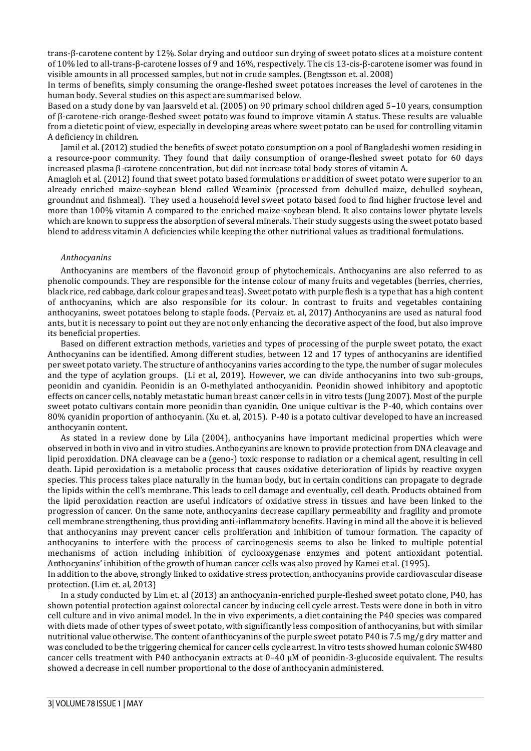trans-β-carotene content by 12%. Solar drying and outdoor sun drying of sweet potato slices at a moisture content of 10% led to all-trans-β-carotene losses of 9 and 16%, respectively. The cis 13-cis-β-carotene isomer was found in visible amounts in all processed samples, but not in crude samples. (Bengtsson et. al. 2008)

In terms of benefits, simply consuming the orange-fleshed sweet potatoes increases the level of carotenes in the human body. Several studies on this aspect are summarised below.

Based on a study done by van Jaarsveld et al. (2005) on 90 primary school children aged 5–10 years, consumption of β-carotene-rich orange-fleshed sweet potato was found to improve vitamin A status. These results are valuable from a dietetic point of view, especially in developing areas where sweet potato can be used for controlling vitamin A deficiency in children.

Jamil et al. (2012) studied the benefits of sweet potato consumption on a pool of Bangladeshi women residing in a resource-poor community. They found that daily consumption of orange-fleshed sweet potato for 60 days increased plasma β-carotene concentration, but did not increase total body stores of vitamin A.

Amagloh et al. (2012) found that sweet potato based formulations or addition of sweet potato were superior to an already enriched maize-soybean blend called Weaminix (processed from dehulled maize, dehulled soybean, groundnut and fishmeal). They used a household level sweet potato based food to find higher fructose level and more than 100% vitamin A compared to the enriched maize-soybean blend. It also contains lower phytate levels which are known to suppress the absorption of several minerals. Their study suggests using the sweet potato based blend to address vitamin A deficiencies while keeping the other nutritional values as traditional formulations.

*Anthocyanins*

Anthocyanins are members of the flavonoid group of phytochemicals. Anthocyanins are also referred to as phenolic compounds. They are responsible for the intense colour of many fruits and vegetables (berries, cherries, black rice, red cabbage, dark colour grapes and teas). Sweet potato with purple flesh is a type that has a high content of anthocyanins, which are also responsible for its colour. In contrast to fruits and vegetables containing anthocyanins, sweet potatoes belong to staple foods. (Pervaiz et. al, 2017) Anthocyanins are used as natural food ants, but it is necessary to point out they are not only enhancing the decorative aspect of the food, but also improve its beneficial properties.

Based on different extraction methods, varieties and types of processing of the purple sweet potato, the exact Anthocyanins can be identified. Among different studies, between 12 and 17 types of anthocyanins are identified per sweet potato variety. The structure of anthocyanins varies according to the type, the number of sugar molecules and the type of acylation groups. (Li et al, 2019). However, we can divide anthocyanins into two sub-groups, peonidin and cyanidin. Peonidin is an O-methylated anthocyanidin. Peonidin showed inhibitory and apoptotic effects on cancer cells, notably metastatic human breast cancer cells in in vitro tests (Jung 2007). Most of the purple sweet potato cultivars contain more peonidin than cyanidin. One unique cultivar is the P-40, which contains over 80% cyanidin proportion of anthocyanin. (Xu et. al, 2015). P-40 is a potato cultivar developed to have an increased anthocyanin content.

As stated in a review done by Lila (2004), anthocyanins have important medicinal properties which were observed in both in vivo and in vitro studies. Anthocyanins are known to provide protection from DNA cleavage and lipid peroxidation. DNA cleavage can be a (geno-) toxic response to radiation or a chemical agent, resulting in cell death. Lipid peroxidation is a metabolic process that causes oxidative deterioration of lipids by reactive oxygen species. This process takes place naturally in the human body, but in certain conditions can propagate to degrade the lipids within the cell's membrane. This leads to cell damage and eventually, cell death. Products obtained from the lipid peroxidation reaction are useful indicators of oxidative stress in tissues and have been linked to the progression of cancer. On the same note, anthocyanins decrease capillary permeability and fragility and promote cell membrane strengthening, thus providing anti-inflammatory benefits. Having in mind all the above it is believed that anthocyanins may prevent cancer cells proliferation and inhibition of tumour formation. The capacity of anthocyanins to interfere with the process of carcinogenesis seems to also be linked to multiple potential mechanisms of action including inhibition of cyclooxygenase enzymes and potent antioxidant potential. Anthocyanins' inhibition of the growth of human cancer cells was also proved by Kamei et al. (1995).

In addition to the above, strongly linked to oxidative stress protection, anthocyanins provide cardiovascular disease protection. (Lim et. al, 2013)

In a study conducted by Lim et. al (2013) an anthocyanin-enriched purple-fleshed sweet potato clone, P40, has shown potential protection against colorectal cancer by inducing cell cycle arrest. Tests were done in both in vitro cell culture and in vivo animal model. In the in vivo experiments, a diet containing the P40 species was compared with diets made of other types of sweet potato, with significantly less composition of anthocyanins, but with similar nutritional value otherwise. The content of anthocyanins of the purple sweet potato P40 is 7.5 mg/g dry matter and was concluded to be the triggering chemical for cancer cells cycle arrest. In vitro tests showed human colonic SW480 cancer cells treatment with P40 anthocyanin extracts at 0–40 μM of peonidin-3-glucoside equivalent. The results showed a decrease in cell number proportional to the dose of anthocyanin administered.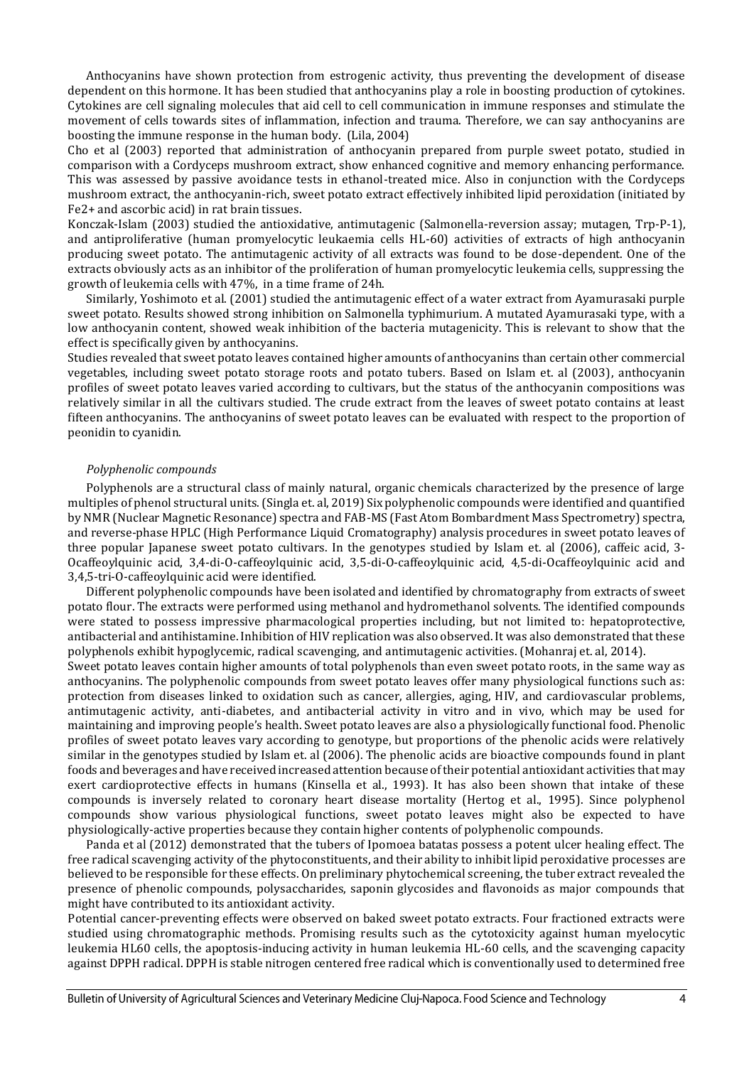Anthocyanins have shown protection from estrogenic activity, thus preventing the development of disease dependent on this hormone. It has been studied that anthocyanins play a role in boosting production of cytokines. Cytokines are cell signaling molecules that aid cell to cell communication in immune responses and stimulate the movement of cells towards sites of inflammation, infection and trauma. Therefore, we can say anthocyanins are boosting the immune response in the human body. (Lila, 2004)

Cho et al (2003) reported that administration of anthocyanin prepared from purple sweet potato, studied in comparison with a Cordyceps mushroom extract, show enhanced cognitive and memory enhancing performance. This was assessed by passive avoidance tests in ethanol-treated mice. Also in conjunction with the Cordyceps mushroom extract, the anthocyanin-rich, sweet potato extract effectively inhibited lipid peroxidation (initiated by $Fe^{2+}$ and ascorbic acid) in rat brain tissues.

Konczak-Islam (2003) studied the antioxidative, antimutagenic (Salmonella-reversion assay; mutagen, Trp-P-1), and antiproliferative (human promyelocytic leukaemia cells HL-60) activities of extracts of high anthocyanin producing sweet potato. The antimutagenic activity of all extracts was found to be dose-dependent. One of the extracts obviously acts as an inhibitor of the proliferation of human promyelocytic leukemia cells, suppressing the growth of leukemia cells with 47%, in a time frame of 24h.

Similarly, Yoshimoto et al. (2001) studied the antimutagenic effect of a water extract from Ayamurasaki purple sweet potato. Results showed strong inhibition on Salmonella typhimurium. A mutated Ayamurasaki type, with a low anthocyanin content, showed weak inhibition of the bacteria mutagenicity. This is relevant to show that the effect is specifically given by anthocyanins.

Studies revealed that sweet potato leaves contained higher amounts of anthocyanins than certain other commercial vegetables, including sweet potato storage roots and potato tubers. Based on Islam et. al (2003), anthocyanin profiles of sweet potato leaves varied according to cultivars, but the status of the anthocyanin compositions was relatively similar in all the cultivars studied. The crude extract from the leaves of sweet potato contains at least fifteen anthocyanins. The anthocyanins of sweet potato leaves can be evaluated with respect to the proportion of peonidin to cyanidin.

*Polyphenolic compounds*

Polyphenols are a structural class of mainly natural, organic chemicals characterized by the presence of large multiples of phenol structural units. (Singla et. al, 2019) Six polyphenolic compounds were identified and quantified by NMR (Nuclear Magnetic Resonance) spectra and FAB-MS (Fast Atom Bombardment Mass Spectrometry) spectra, and reverse-phase HPLC (High Performance Liquid Cromatography) analysis procedures in sweet potato leaves of three popular Japanese sweet potato cultivars. In the genotypes studied by Islam et. al (2006), caffeic acid, 3-Ocaffeoylquinic acid, 3,4-di-O-caffeoylquinic acid, 3,5-di-O-caffeoylquinic acid, 4,5-di-Ocaffeoylquinic acid and 3,4,5-tri-O-caffeoylquinic acid were identified.

Different polyphenolic compounds have been isolated and identified by chromatography from extracts of sweet potato flour. The extracts were performed using methanol and hydromethanol solvents. The identified compounds were stated to possess impressive pharmacological properties including, but not limited to: hepatoprotective, antibacterial and antihistamine. Inhibition of HIV replication was also observed. It was also demonstrated that these polyphenols exhibit hypoglycemic, radical scavenging, and antimutagenic activities. (Mohanraj et. al, 2014).

Sweet potato leaves contain higher amounts of total polyphenols than even sweet potato roots, in the same way as anthocyanins. The polyphenolic compounds from sweet potato leaves offer many physiological functions such as: protection from diseases linked to oxidation such as cancer, allergies, aging, HIV, and cardiovascular problems, antimutagenic activity, anti-diabetes, and antibacterial activity in vitro and in vivo, which may be used for maintaining and improving people's health. Sweet potato leaves are also a physiologically functional food. Phenolic profiles of sweet potato leaves vary according to genotype, but proportions of the phenolic acids were relatively similar in the genotypes studied by Islam et. al (2006). The phenolic acids are bioactive compounds found in plant foods and beverages and have received increased attention because of their potential antioxidant activities that may exert cardioprotective effects in humans (Kinsella et al., 1993). It has also been shown that intake of these compounds is inversely related to coronary heart disease mortality (Hertog et al., 1995). Since polyphenol compounds show various physiological functions, sweet potato leaves might also be expected to have physiologically-active properties because they contain higher contents of polyphenolic compounds.

Panda et al (2012) demonstrated that the tubers of Ipomoea batatas possess a potent ulcer healing effect. The free radical scavenging activity of the phytoconstituents, and their ability to inhibit lipid peroxidative processes are believed to be responsible for these effects. On preliminary phytochemical screening, the tuber extract revealed the presence of phenolic compounds, polysaccharides, saponin glycosides and flavonoids as major compounds that might have contributed to its antioxidant activity.

Potential cancer-preventing effects were observed on baked sweet potato extracts. Four fractioned extracts were studied using chromatographic methods. Promising results such as the cytotoxicity against human myelocytic leukemia HL60 cells, the apoptosis-inducing activity in human leukemia HL-60 cells, and the scavenging capacity against DPPH radical. DPPH is stable nitrogen centered free radical which is conventionally used to determined free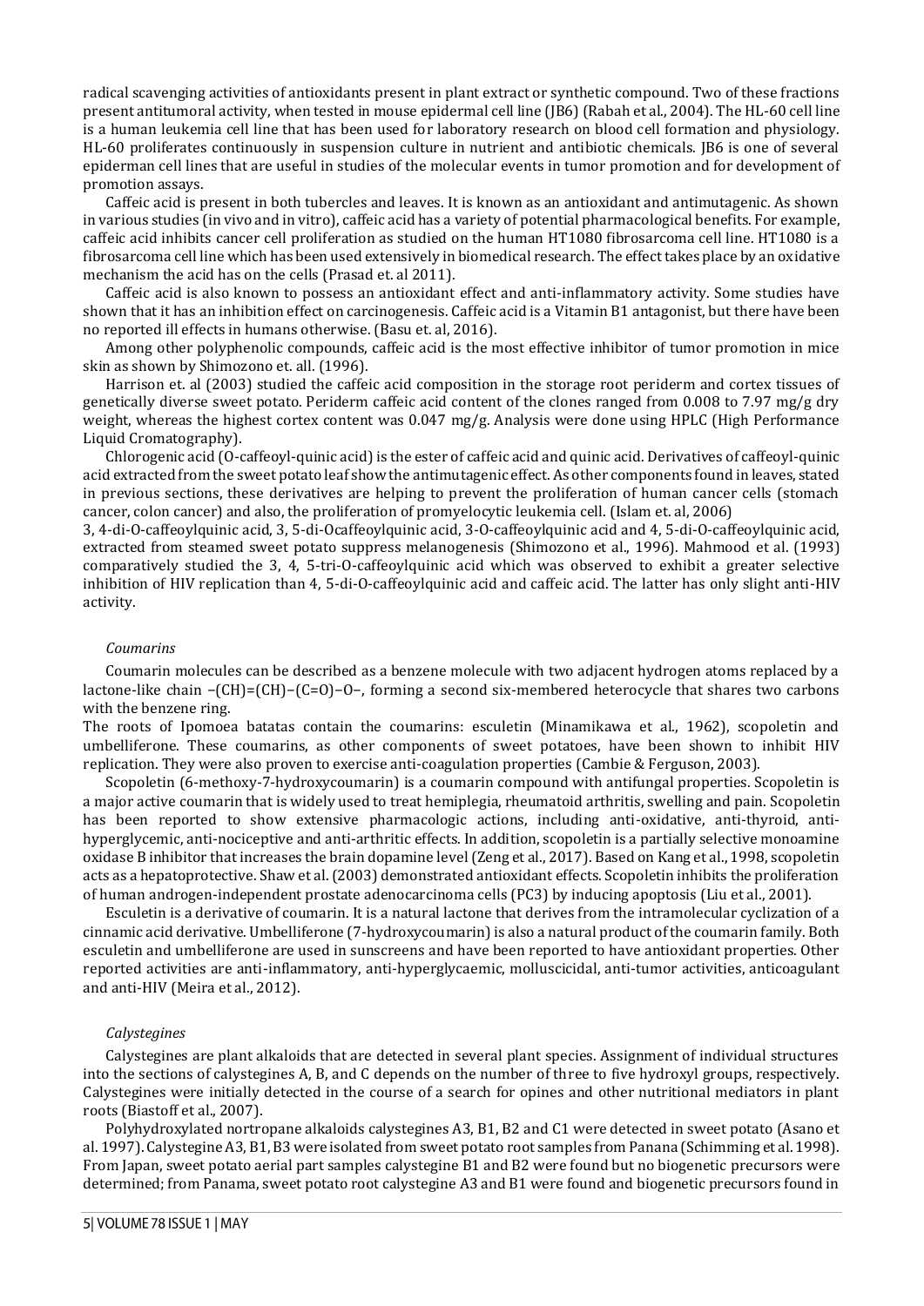radical scavenging activities of antioxidants present in plant extract or synthetic compound. Two of these fractions present antitumoral activity, when tested in mouse epidermal cell line (JB6) (Rabah et al., 2004). The HL-60 cell line is a human leukemia cell line that has been used for laboratory research on blood cell formation and physiology. HL-60 proliferates continuously in suspension culture in nutrient and antibiotic chemicals. JB6 is one of several epiderman cell lines that are useful in studies of the molecular events in tumor promotion and for development of promotion assays.

Caffeic acid is present in both tubercles and leaves. It is known as an antioxidant and antimutagenic. As shown in various studies (in vivo and in vitro), caffeic acid has a variety of potential pharmacological benefits. For example, caffeic acid inhibits cancer cell proliferation as studied on the human HT1080 fibrosarcoma cell line. HT1080 is a fibrosarcoma cell line which has been used extensively in biomedical research. The effect takes place by an oxidative mechanism the acid has on the cells (Prasad et. al 2011).

Caffeic acid is also known to possess an antioxidant effect and anti-inflammatory activity. Some studies have shown that it has an inhibition effect on carcinogenesis. Caffeic acid is a Vitamin B1 antagonist, but there have been no reported ill effects in humans otherwise. (Basu et. al, 2016).

Among other polyphenolic compounds, caffeic acid is the most effective inhibitor of tumor promotion in mice skin as shown by Shimozono et. all. (1996).

Harrison et. al (2003) studied the caffeic acid composition in the storage root periderm and cortex tissues of genetically diverse sweet potato. Periderm caffeic acid content of the clones ranged from 0.008 to 7.97 mg/g dry weight, whereas the highest cortex content was 0.047 mg/g. Analysis were done using HPLC (High Performance Liquid Cromatography).

Chlorogenic acid (O-caffeoyl-quinic acid) is the ester of caffeic acid and quinic acid. Derivatives of caffeoyl-quinic acid extracted from the sweet potato leaf show the antimutagenic effect. As other components found in leaves, stated in previous sections, these derivatives are helping to prevent the proliferation of human cancer cells (stomach cancer, colon cancer) and also, the proliferation of promyelocytic leukemia cell. (Islam et. al, 2006)

3, 4-di-O-caffeoylquinic acid, 3, 5-di-Ocaffeoylquinic acid, 3-O-caffeoylquinic acid and 4, 5-di-O-caffeoylquinic acid, extracted from steamed sweet potato suppress melanogenesis (Shimozono et al., 1996). Mahmood et al. (1993) comparatively studied the 3, 4, 5-tri-O-caffeoylquinic acid which was observed to exhibit a greater selective inhibition of HIV replication than 4, 5-di-O-caffeoylquinic acid and caffeic acid. The latter has only slight anti-HIV activity.

### *Coumarins*

Coumarin molecules can be described as a benzene molecule with two adjacent hydrogen atoms replaced by a lactone-like chain −(CH)=(CH)−(C=O)−O−, forming a second six-membered heterocycle that shares two carbons with the benzene ring.

The roots of Ipomoea batatas contain the coumarins: esculetin (Minamikawa et al., 1962), scopoletin and umbelliferone. These coumarins, as other components of sweet potatoes, have been shown to inhibit HIV replication. They were also proven to exercise anti-coagulation properties (Cambie & Ferguson, 2003).

Scopoletin (6-methoxy-7-hydroxycoumarin) is a coumarin compound with antifungal properties. Scopoletin is a major active coumarin that is widely used to treat hemiplegia, rheumatoid arthritis, swelling and pain. Scopoletin has been reported to show extensive pharmacologic actions, including anti-oxidative, anti-thyroid, anti-hyperglycemic, anti-nociceptive and anti-arthritic effects. In addition, scopoletin is a partially selective monoamine oxidase B inhibitor that increases the brain dopamine level (Zeng et al., 2017). Based on Kang et al., 1998, scopoletin acts as a hepatoprotective. Shaw et al. (2003) demonstrated antioxidant effects. Scopoletin inhibits the proliferation of human androgen-independent prostate adenocarcinoma cells (PC3) by inducing apoptosis (Liu et al., 2001).

Esculetin is a derivative of coumarin. It is a natural lactone that derives from the intramolecular cyclization of a cinnamic acid derivative. Umbelliferone (7-hydroxycoumarin) is also a natural product of the coumarin family. Both esculetin and umbelliferone are used in sunscreens and have been reported to have antioxidant properties. Other reported activities are anti-inflammatory, anti-hyperglycaemic, molluscicidal, anti-tumor activities, anticoagulant and anti-HIV (Meira et al., 2012).

### *Calystegines*

Calystegines are plant alkaloids that are detected in several plant species. Assignment of individual structures into the sections of calystegines A, B, and C depends on the number of three to five hydroxyl groups, respectively. Calystegines were initially detected in the course of a search for opines and other nutritional mediators in plant roots (Biastoff et al., 2007).

Polyhydroxylated nortropane alkaloids calystegines A3, B1, B2 and C1 were detected in sweet potato (Asano et al. 1997). Calystegine A3, B1, B3 were isolated from sweet potato root samples from Panana (Schimming et al. 1998). From Japan, sweet potato aerial part samples calystegine B1 and B2 were found but no biogenetic precursors were determined; from Panama, sweet potato root calystegine A3 and B1 were found and biogenetic precursors found in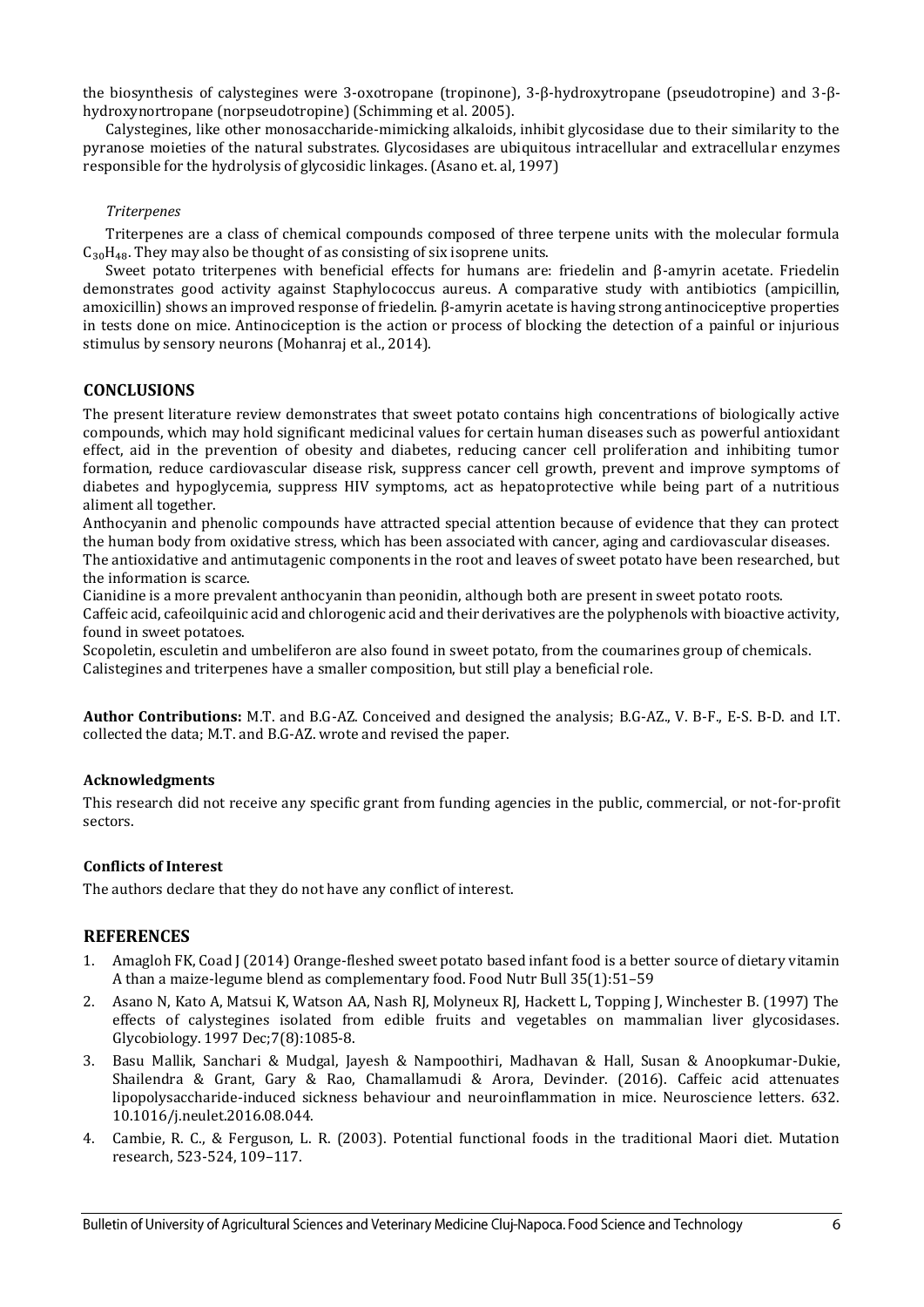the biosynthesis of calystegines were 3-oxotropane (tropinone), 3-β-hydroxytropane (pseudotropine) and 3-β-hydroxynortropane (norpseudotropine) (Schimming et al. 2005).

Calystegines, like other monosaccharide-mimicking alkaloids, inhibit glycosidase due to their similarity to the pyranose moieties of the natural substrates. Glycosidases are ubiquitous intracellular and extracellular enzymes responsible for the hydrolysis of glycosidic linkages. (Asano et. al, 1997)

*Triterpenes*

Triterpenes are a class of chemical compounds composed of three terpene units with the molecular formula $C_{30}H_{48}$. They may also be thought of as consisting of six isoprene units.

Sweet potato triterpenes with beneficial effects for humans are: friedelin and β-amyrin acetate. Friedelin demonstrates good activity against Staphylococcus aureus. A comparative study with antibiotics (ampicillin, amoxicillin) shows an improved response of friedelin. β-amyrin acetate is having strong antinociceptive properties in tests done on mice. Antinociception is the action or process of blocking the detection of a painful or injurious stimulus by sensory neurons (Mohanraj et al., 2014).

## CONCLUSIONS

The present literature review demonstrates that sweet potato contains high concentrations of biologically active compounds, which may hold significant medicinal values for certain human diseases such as powerful antioxidant effect, aid in the prevention of obesity and diabetes, reducing cancer cell proliferation and inhibiting tumor formation, reduce cardiovascular disease risk, suppress cancer cell growth, prevent and improve symptoms of diabetes and hypoglycemia, suppress HIV symptoms, act as hepatoprotective while being part of a nutritious aliment all together.

Anthocyanin and phenolic compounds have attracted special attention because of evidence that they can protect the human body from oxidative stress, which has been associated with cancer, aging and cardiovascular diseases.

The antioxidative and antimutagenic components in the root and leaves of sweet potato have been researched, but the information is scarce.

Cianidine is a more prevalent anthocyanin than peonidin, although both are present in sweet potato roots.

Caffeic acid, cafeoilquinic acid and chlorogenic acid and their derivatives are the polyphenols with bioactive activity, found in sweet potatoes.

Scopoletin, esculetin and umbeliferon are also found in sweet potato, from the coumarines group of chemicals.

Calistegines and triterpenes have a smaller composition, but still play a beneficial role.

**Author Contributions:** M.T. and B.G-AZ. Conceived and designed the analysis; B.G-AZ., V. B-F., E-S. B-D. and I.T. collected the data; M.T. and B.G-AZ. wrote and revised the paper.

### Acknowledgments

This research did not receive any specific grant from funding agencies in the public, commercial, or not-for-profit sectors.

### Conflicts of Interest

The authors declare that they do not have any conflict of interest.

## REFERENCES

1. Amagloh FK, Coad J (2014) Orange-fleshed sweet potato based infant food is a better source of dietary vitamin A than a maize-legume blend as complementary food. Food Nutr Bull 35(1):51–59
2. Asano N, Kato A, Matsui K, Watson AA, Nash RJ, Molyneux RJ, Hackett L, Topping J, Winchester B. (1997) The effects of calystegines isolated from edible fruits and vegetables on mammalian liver glycosidases. Glycobiology. 1997 Dec;7(8):1085-8.
3. Basu Mallik, Sanchari & Mudgal, Jayesh & Nampoothiri, Madhavan & Hall, Susan & Anoopkumar-Dukie, Shailendra & Grant, Gary & Rao, Chamallamudi & Arora, Devinder. (2016). Caffeic acid attenuates lipopolysaccharide-induced sickness behaviour and neuroinflammation in mice. Neuroscience letters. 632. 10.1016/j.neulet.2016.08.044.
4. Cambie, R. C., & Ferguson, L. R. (2003). Potential functional foods in the traditional Maori diet. Mutation research, 523-524, 109–117.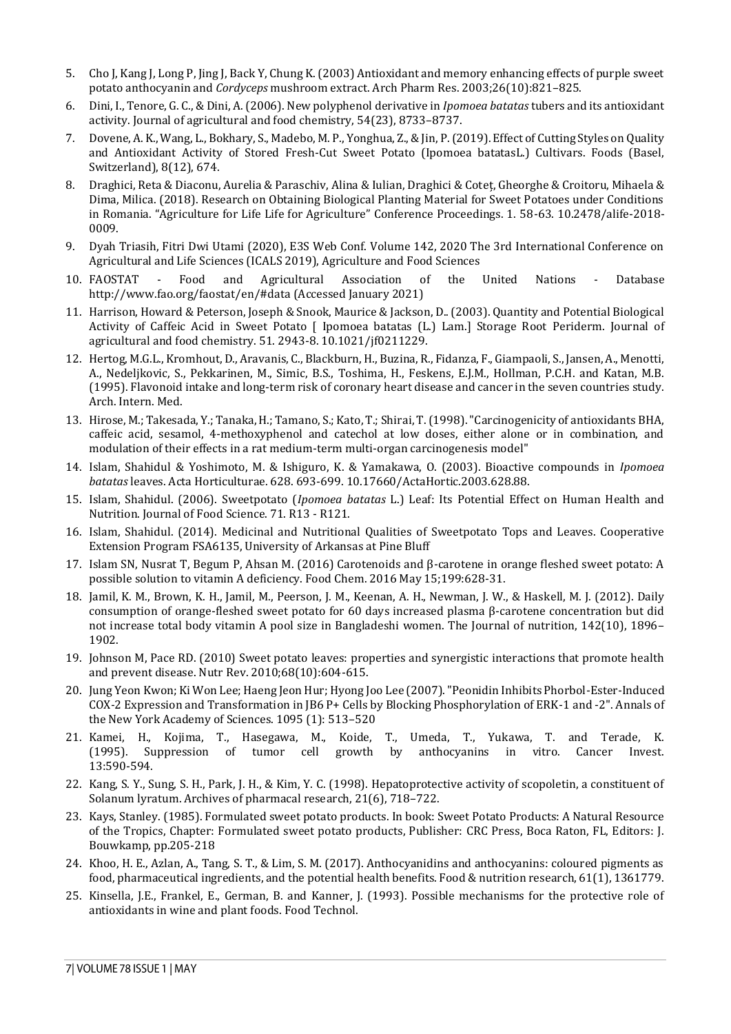5. Cho J, Kang J, Long P, Jing J, Back Y, Chung K. (2003) Antioxidant and memory enhancing effects of purple sweet potato anthocyanin and *Cordyceps* mushroom extract. Arch Pharm Res. 2003;26(10):821–825.
6. Dini, I., Tenore, G. C., & Dini, A. (2006). New polyphenol derivative in *Ipomoea batatas* tubers and its antioxidant activity. Journal of agricultural and food chemistry, 54(23), 8733–8737.
7. Dovene, A. K., Wang, L., Bokhary, S., Madebo, M. P., Yonghua, Z., & Jin, P. (2019). Effect of Cutting Styles on Quality and Antioxidant Activity of Stored Fresh-Cut Sweet Potato (Ipomoea batatasL.) Cultivars. Foods (Basel, Switzerland), 8(12), 674.
8. Draghici, Reta & Diaconu, Aurelia & Paraschiv, Alina & Iulian, Draghici & Coteț, Gheorghe & Croitoru, Mihaela & Dima, Milica. (2018). Research on Obtaining Biological Planting Material for Sweet Potatoes under Conditions in Romania. "Agriculture for Life Life for Agriculture" Conference Proceedings. 1. 58-63. 10.2478/alife-2018-0009.
9. Dyah Triasih, Fitri Dwi Utami (2020), E3S Web Conf. Volume 142, 2020 The 3rd International Conference on Agricultural and Life Sciences (ICALS 2019), Agriculture and Food Sciences
10. FAOSTAT - Food and Agricultural Association of the United Nations - Database http://www.fao.org/faostat/en/#data (Accessed January 2021)
11. Harrison, Howard & Peterson, Joseph & Snook, Maurice & Jackson, D.. (2003). Quantity and Potential Biological Activity of Caffeic Acid in Sweet Potato [ Ipomoea batatas (L.) Lam.] Storage Root Periderm. Journal of agricultural and food chemistry. 51. 2943-8. 10.1021/jf0211229.
12. Hertog, M.G.L., Kromhout, D., Aravanis, C., Blackburn, H., Buzina, R., Fidanza, F., Giampaoli, S., Jansen, A., Menotti, A., Nedeljkovic, S., Pekkarinen, M., Simic, B.S., Toshima, H., Feskens, E.J.M., Hollman, P.C.H. and Katan, M.B. (1995). Flavonoid intake and long-term risk of coronary heart disease and cancer in the seven countries study. Arch. Intern. Med.
13. Hirose, M.; Takesada, Y.; Tanaka, H.; Tamano, S.; Kato, T.; Shirai, T. (1998). "Carcinogenicity of antioxidants BHA, caffeic acid, sesamol, 4-methoxyphenol and catechol at low doses, either alone or in combination, and modulation of their effects in a rat medium-term multi-organ carcinogenesis model"
14. Islam, Shahidul & Yoshimoto, M. & Ishiguro, K. & Yamakawa, O. (2003). Bioactive compounds in *Ipomoea batatas* leaves. Acta Horticulturae. 628. 693-699. 10.17660/ActaHortic.2003.628.88.
15. Islam, Shahidul. (2006). Sweetpotato (*Ipomoea batatas* L.) Leaf: Its Potential Effect on Human Health and Nutrition. Journal of Food Science. 71. R13 - R121.
16. Islam, Shahidul. (2014). Medicinal and Nutritional Qualities of Sweetpotato Tops and Leaves. Cooperative Extension Program FSA6135, University of Arkansas at Pine Bluff
17. Islam SN, Nusrat T, Begum P, Ahsan M. (2016) Carotenoids and β-carotene in orange fleshed sweet potato: A possible solution to vitamin A deficiency. Food Chem. 2016 May 15;199:628-31.
18. Jamil, K. M., Brown, K. H., Jamil, M., Peerson, J. M., Keenan, A. H., Newman, J. W., & Haskell, M. J. (2012). Daily consumption of orange-fleshed sweet potato for 60 days increased plasma β-carotene concentration but did not increase total body vitamin A pool size in Bangladeshi women. The Journal of nutrition, 142(10), 1896–1902.
19. Johnson M, Pace RD. (2010) Sweet potato leaves: properties and synergistic interactions that promote health and prevent disease. Nutr Rev. 2010;68(10):604-615.
20. Jung Yeon Kwon; Ki Won Lee; Haeng Jeon Hur; Hyong Joo Lee (2007). "Peonidin Inhibits Phorbol-Ester-Induced COX-2 Expression and Transformation in JB6 P+ Cells by Blocking Phosphorylation of ERK-1 and -2". Annals of the New York Academy of Sciences. 1095 (1): 513–520
21. Kamei, H., Kojima, T., Hasegawa, M., Koide, T., Umeda, T., Yukawa, T. and Terade, K. (1995). Suppression of tumor cell growth by anthocyanins in vitro. Cancer Invest. 13:590-594.
22. Kang, S. Y., Sung, S. H., Park, J. H., & Kim, Y. C. (1998). Hepatoprotective activity of scopoletin, a constituent of Solanum lyratum. Archives of pharmacal research, 21(6), 718–722.
23. Kays, Stanley. (1985). Formulated sweet potato products. In book: Sweet Potato Products: A Natural Resource of the Tropics, Chapter: Formulated sweet potato products, Publisher: CRC Press, Boca Raton, FL, Editors: J. Bouwkamp, pp.205-218
24. Khoo, H. E., Azlan, A., Tang, S. T., & Lim, S. M. (2017). Anthocyanidins and anthocyanins: coloured pigments as food, pharmaceutical ingredients, and the potential health benefits. Food & nutrition research, 61(1), 1361779.
25. Kinsella, J.E., Frankel, E., German, B. and Kanner, J. (1993). Possible mechanisms for the protective role of antioxidants in wine and plant foods. Food Technol.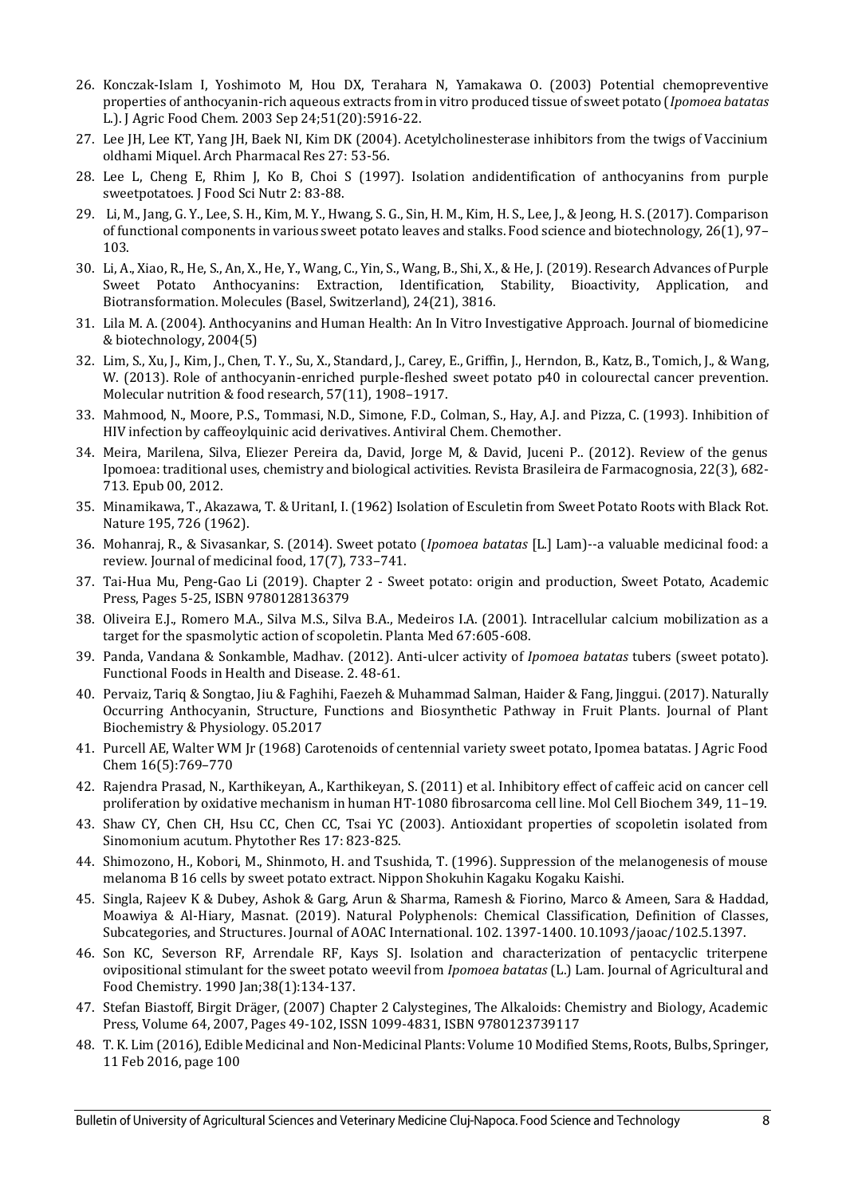26. Konczak-Islam I, Yoshimoto M, Hou DX, Terahara N, Yamakawa O. (2003) Potential chemopreventive properties of anthocyanin-rich aqueous extracts from in vitro produced tissue of sweet potato (*Ipomoea batatas* L.). J Agric Food Chem. 2003 Sep 24;51(20):5916-22.
27. Lee JH, Lee KT, Yang JH, Baek NI, Kim DK (2004). Acetylcholinesterase inhibitors from the twigs of Vaccinium oldhami Miquel. Arch Pharmacal Res 27: 53-56.
28. Lee L, Cheng E, Rhim J, Ko B, Choi S (1997). Isolation andidentification of anthocyanins from purple sweetpotatoes. J Food Sci Nutr 2: 83-88.
29. Li, M., Jang, G. Y., Lee, S. H., Kim, M. Y., Hwang, S. G., Sin, H. M., Kim, H. S., Lee, J., & Jeong, H. S. (2017). Comparison of functional components in various sweet potato leaves and stalks. Food science and biotechnology, 26(1), 97–103.
30. Li, A., Xiao, R., He, S., An, X., He, Y., Wang, C., Yin, S., Wang, B., Shi, X., & He, J. (2019). Research Advances of Purple Sweet Potato Anthocyanins: Extraction, Identification, Stability, Bioactivity, Application, and Biotransformation. Molecules (Basel, Switzerland), 24(21), 3816.
31. Lila M. A. (2004). Anthocyanins and Human Health: An In Vitro Investigative Approach. Journal of biomedicine & biotechnology, 2004(5)
32. Lim, S., Xu, J., Kim, J., Chen, T. Y., Su, X., Standard, J., Carey, E., Griffin, J., Herndon, B., Katz, B., Tomich, J., & Wang, W. (2013). Role of anthocyanin-enriched purple-fleshed sweet potato p40 in colourectal cancer prevention. Molecular nutrition & food research, 57(11), 1908–1917.
33. Mahmood, N., Moore, P.S., Tommasi, N.D., Simone, F.D., Colman, S., Hay, A.J. and Pizza, C. (1993). Inhibition of HIV infection by caffeoylquinic acid derivatives. Antiviral Chem. Chemother.
34. Meira, Marilena, Silva, Eliezer Pereira da, David, Jorge M, & David, Juceni P.. (2012). Review of the genus Ipomoea: traditional uses, chemistry and biological activities. Revista Brasileira de Farmacognosia, 22(3), 682-713. Epub 00, 2012.
35. Minamikawa, T., Akazawa, T. & UritanI, I. (1962) Isolation of Esculetin from Sweet Potato Roots with Black Rot. Nature 195, 726 (1962).
36. Mohanraj, R., & Sivasankar, S. (2014). Sweet potato (*Ipomoea batatas* [L.] Lam)--a valuable medicinal food: a review. Journal of medicinal food, 17(7), 733–741.
37. Tai-Hua Mu, Peng-Gao Li (2019). Chapter 2 - Sweet potato: origin and production, Sweet Potato, Academic Press, Pages 5-25, ISBN 9780128136379
38. Oliveira E.J., Romero M.A., Silva M.S., Silva B.A., Medeiros I.A. (2001). Intracellular calcium mobilization as a target for the spasmolytic action of scopoletin. Planta Med 67:605-608.
39. Panda, Vandana & Sonkamble, Madhav. (2012). Anti-ulcer activity of *Ipomoea batatas* tubers (sweet potato). Functional Foods in Health and Disease. 2. 48-61.
40. Pervaiz, Tariq & Songtao, Jiu & Faghihi, Faezeh & Muhammad Salman, Haider & Fang, Jinggui. (2017). Naturally Occurring Anthocyanin, Structure, Functions and Biosynthetic Pathway in Fruit Plants. Journal of Plant Biochemistry & Physiology. 05.2017
41. Purcell AE, Walter WM Jr (1968) Carotenoids of centennial variety sweet potato, Ipomea batatas. J Agric Food Chem 16(5):769–770
42. Rajendra Prasad, N., Karthikeyan, A., Karthikeyan, S. (2011) et al. Inhibitory effect of caffeic acid on cancer cell proliferation by oxidative mechanism in human HT-1080 fibrosarcoma cell line. Mol Cell Biochem 349, 11–19.
43. Shaw CY, Chen CH, Hsu CC, Chen CC, Tsai YC (2003). Antioxidant properties of scopoletin isolated from Sinomonium acutum. Phytother Res 17: 823-825.
44. Shimozono, H., Kobori, M., Shinmoto, H. and Tsushida, T. (1996). Suppression of the melanogenesis of mouse melanoma B 16 cells by sweet potato extract. Nippon Shokuhin Kagaku Kogaku Kaishi.
45. Singla, Rajeev K & Dubey, Ashok & Garg, Arun & Sharma, Ramesh & Fiorino, Marco & Ameen, Sara & Haddad, Moawiya & Al-Hiary, Masnat. (2019). Natural Polyphenols: Chemical Classification, Definition of Classes, Subcategories, and Structures. Journal of AOAC International. 102. 1397-1400. 10.1093/jaoac/102.5.1397.
46. Son KC, Severson RF, Arrendale RF, Kays SJ. Isolation and characterization of pentacyclic triterpene ovipositional stimulant for the sweet potato weevil from *Ipomoea batatas* (L.) Lam. Journal of Agricultural and Food Chemistry. 1990 Jan;38(1):134-137.
47. Stefan Biastoff, Birgit Dräger, (2007) Chapter 2 Calystegines, The Alkaloids: Chemistry and Biology, Academic Press, Volume 64, 2007, Pages 49-102, ISSN 1099-4831, ISBN 9780123739117
48. T. K. Lim (2016), Edible Medicinal and Non-Medicinal Plants: Volume 10 Modified Stems, Roots, Bulbs, Springer, 11 Feb 2016, page 100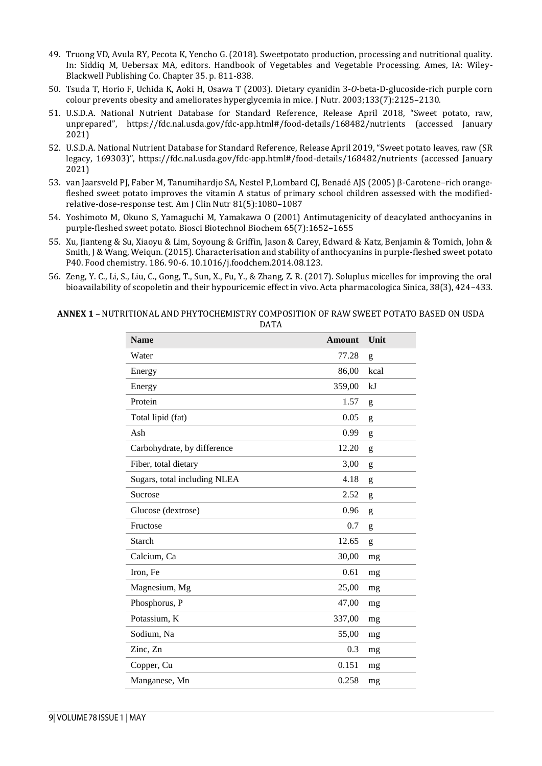49. Truong VD, Avula RY, Pecota K, Yencho G. (2018). Sweetpotato production, processing and nutritional quality. In: Siddiq M, Uebersax MA, editors. Handbook of Vegetables and Vegetable Processing. Ames, IA: Wiley-Blackwell Publishing Co. Chapter 35. p. 811-838.
50. Tsuda T, Horio F, Uchida K, Aoki H, Osawa T (2003). Dietary cyanidin 3-*O*-beta-D-glucoside-rich purple corn colour prevents obesity and ameliorates hyperglycemia in mice. J Nutr. 2003;133(7):2125–2130.
51. U.S.D.A. National Nutrient Database for Standard Reference, Release April 2018, "Sweet potato, raw, unprepared", https://fdc.nal.usda.gov/fdc-app.html#/food-details/168482/nutrients (accessed January 2021)
52. U.S.D.A. National Nutrient Database for Standard Reference, Release April 2019, "Sweet potato leaves, raw (SR legacy, 169303)", https://fdc.nal.usda.gov/fdc-app.html#/food-details/168482/nutrients (accessed January 2021)
53. van Jaarsveld PJ, Faber M, Tanumihardjo SA, Nestel P,Lombard CJ, Benadé AJS (2005) β-Carotene–rich orange-fleshed sweet potato improves the vitamin A status of primary school children assessed with the modified-relative-dose-response test. Am J Clin Nutr 81(5):1080–1087
54. Yoshimoto M, Okuno S, Yamaguchi M, Yamakawa O (2001) Antimutagenicity of deacylated anthocyanins in purple-fleshed sweet potato. Biosci Biotechnol Biochem 65(7):1652–1655
55. Xu, Jianteng & Su, Xiaoyu & Lim, Soyoung & Griffin, Jason & Carey, Edward & Katz, Benjamin & Tomich, John & Smith, J & Wang, Weiqun. (2015). Characterisation and stability of anthocyanins in purple-fleshed sweet potato P40. Food chemistry. 186. 90-6. 10.1016/j.foodchem.2014.08.123.
56. Zeng, Y. C., Li, S., Liu, C., Gong, T., Sun, X., Fu, Y., & Zhang, Z. R. (2017). Soluplus micelles for improving the oral bioavailability of scopoletin and their hypouricemic effect in vivo. Acta pharmacologica Sinica, 38(3), 424–433.

**ANNEX 1** – NUTRITIONAL AND PHYTOCHEMISTRY COMPOSITION OF RAW SWEET POTATO BASED ON USDA DATA

| Name | Amount | Unit |
|---|---|---|
| Water | 77.28 | g |
| Energy | 86,00 | kcal |
| Energy | 359,00 | kJ |
| Protein | 1.57 | g |
| Total lipid (fat) | 0.05 | g |
| Ash | 0.99 | g |
| Carbohydrate, by difference | 12.20 | g |
| Fiber, total dietary | 3,00 | g |
| Sugars, total including NLEA | 4.18 | g |
| Sucrose | 2.52 | g |
| Glucose (dextrose) | 0.96 | g |
| Fructose | 0.7 | g |
| Starch | 12.65 | g |
| Calcium, Ca | 30,00 | mg |
| Iron, Fe | 0.61 | mg |
| Magnesium, Mg | 25,00 | mg |
| Phosphorus, P | 47,00 | mg |
| Potassium, K | 337,00 | mg |
| Sodium, Na | 55,00 | mg |
| Zinc, Zn | 0.3 | mg |
| Copper, Cu | 0.151 | mg |
| Manganese, Mn | 0.258 | mg |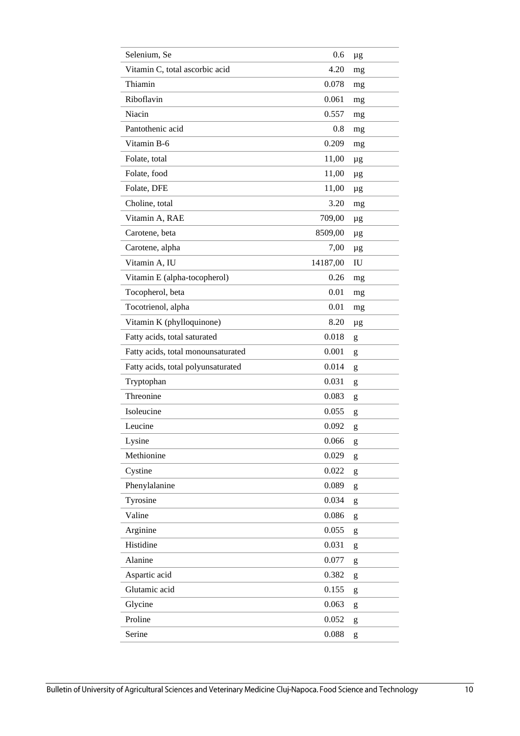| | | |
|---|---|---|
| Selenium, Se | 0.6 | µg |
| Vitamin C, total ascorbic acid | 4.20 | mg |
| Thiamin | 0.078 | mg |
| Riboflavin | 0.061 | mg |
| Niacin | 0.557 | mg |
| Pantothenic acid | 0.8 | mg |
| Vitamin B-6 | 0.209 | mg |
| Folate, total | 11,00 | µg |
| Folate, food | 11,00 | µg |
| Folate, DFE | 11,00 | µg |
| Choline, total | 3.20 | mg |
| Vitamin A, RAE | 709,00 | µg |
| Carotene, beta | 8509,00 | µg |
| Carotene, alpha | 7,00 | µg |
| Vitamin A, IU | 14187,00 | IU |
| Vitamin E (alpha-tocopherol) | 0.26 | mg |
| Tocopherol, beta | 0.01 | mg |
| Tocotrienol, alpha | 0.01 | mg |
| Vitamin K (phylloquinone) | 8.20 | µg |
| Fatty acids, total saturated | 0.018 | g |
| Fatty acids, total monounsaturated | 0.001 | g |
| Fatty acids, total polyunsaturated | 0.014 | g |
| Tryptophan | 0.031 | g |
| Threonine | 0.083 | g |
| Isoleucine | 0.055 | g |
| Leucine | 0.092 | g |
| Lysine | 0.066 | g |
| Methionine | 0.029 | g |
| Cystine | 0.022 | g |
| Phenylalanine | 0.089 | g |
| Tyrosine | 0.034 | g |
| Valine | 0.086 | g |
| Arginine | 0.055 | g |
| Histidine | 0.031 | g |
| Alanine | 0.077 | g |
| Aspartic acid | 0.382 | g |
| Glutamic acid | 0.155 | g |
| Glycine | 0.063 | g |
| Proline | 0.052 | g |
| Serine | 0.088 | g |